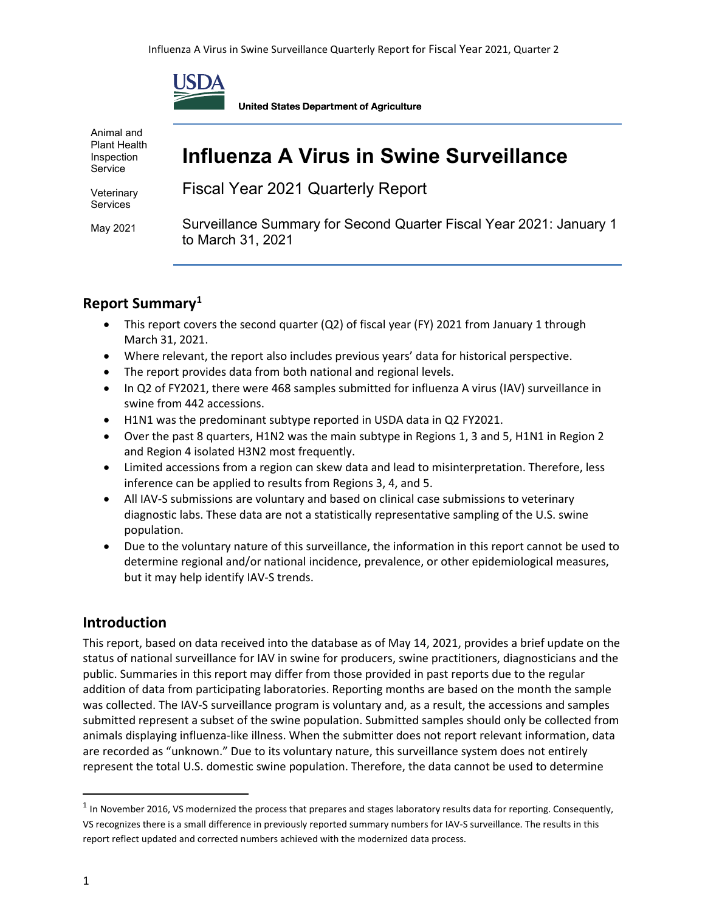United States Department of Agriculture

Animal and Plant Health Inspection Service

Veterinary Services

May 2021

# Influenza A Virus in Swine Surveillance

Fiscal Year 2021 Quarterly Report

Surveillance Summary for Second Quarter Fiscal Year 2021: January 1 to March 31, 2021

## Report Summary[1]

- This report covers the second quarter (Q2) of fiscal year (FY) 2021 from January 1 through March 31, 2021.
- Where relevant, the report also includes previous years' data for historical perspective.
- The report provides data from both national and regional levels.
- In Q2 of FY2021, there were 468 samples submitted for influenza A virus (IAV) surveillance in swine from 442 accessions.
- H1N1 was the predominant subtype reported in USDA data in Q2 FY2021.
- Over the past 8 quarters, H1N2 was the main subtype in Regions 1, 3 and 5, H1N1 in Region 2 and Region 4 isolated H3N2 most frequently.
- Limited accessions from a region can skew data and lead to misinterpretation. Therefore, less inference can be applied to results from Regions 3, 4, and 5.
- All IAV-S submissions are voluntary and based on clinical case submissions to veterinary diagnostic labs. These data are not a statistically representative sampling of the U.S. swine population.
- Due to the voluntary nature of this surveillance, the information in this report cannot be used to determine regional and/or national incidence, prevalence, or other epidemiological measures, but it may help identify IAV-S trends.

## Introduction

This report, based on data received into the database as of May 14, 2021, provides a brief update on the status of national surveillance for IAV in swine for producers, swine practitioners, diagnosticians and the public. Summaries in this report may differ from those provided in past reports due to the regular addition of data from participating laboratories. Reporting months are based on the month the sample was collected. The IAV-S surveillance program is voluntary and, as a result, the accessions and samples submitted represent a subset of the swine population. Submitted samples should only be collected from animals displaying influenza-like illness. When the submitter does not report relevant information, data are recorded as "unknown." Due to its voluntary nature, this surveillance system does not entirely represent the total U.S. domestic swine population. Therefore, the data cannot be used to determine

[1] In November 2016, VS modernized the process that prepares and stages laboratory results data for reporting. Consequently, VS recognizes there is a small difference in previously reported summary numbers for IAV-S surveillance. The results in this report reflect updated and corrected numbers achieved with the modernized data process.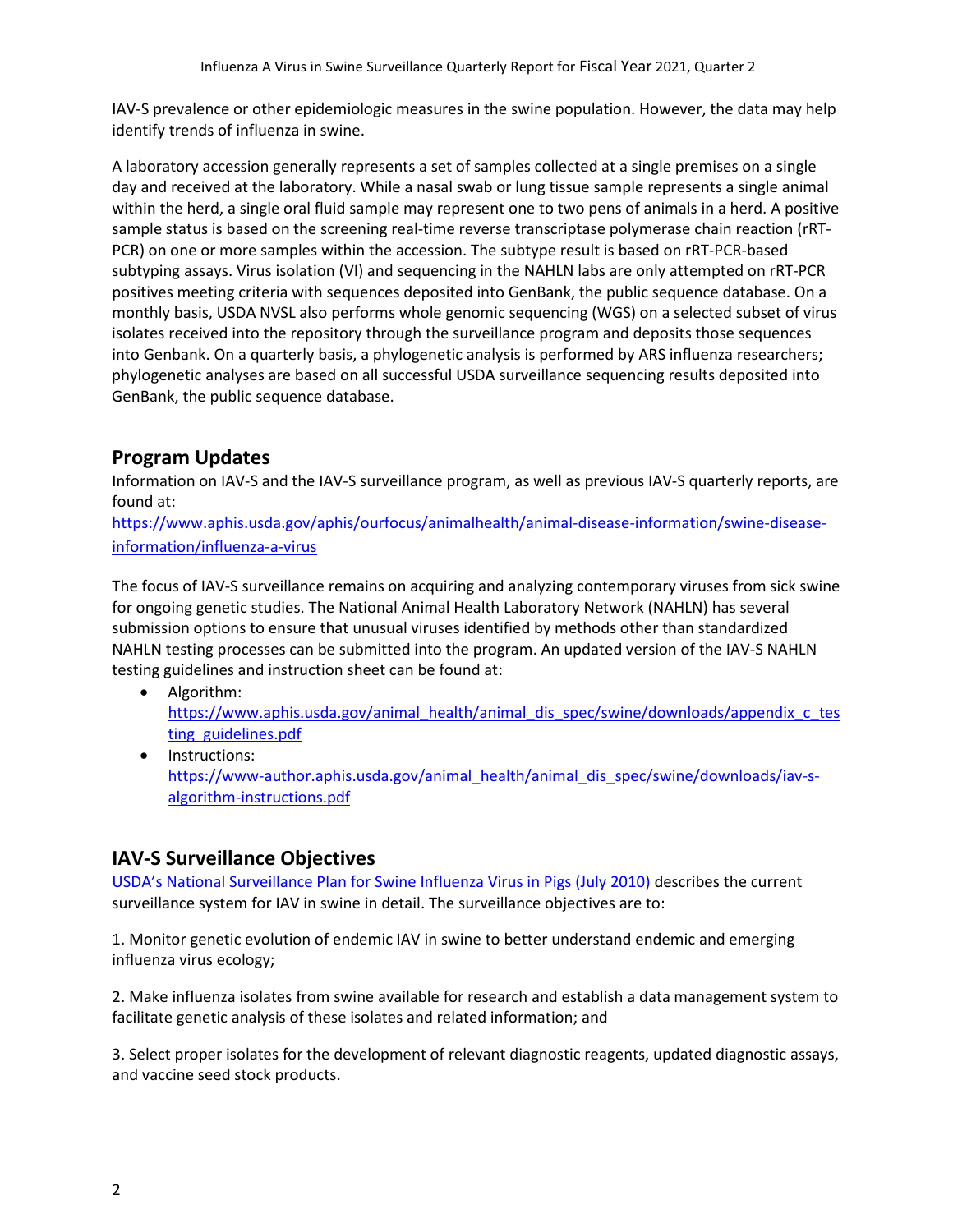IAV-S prevalence or other epidemiologic measures in the swine population. However, the data may help identify trends of influenza in swine.

A laboratory accession generally represents a set of samples collected at a single premises on a single day and received at the laboratory. While a nasal swab or lung tissue sample represents a single animal within the herd, a single oral fluid sample may represent one to two pens of animals in a herd. A positive sample status is based on the screening real-time reverse transcriptase polymerase chain reaction (rRT-PCR) on one or more samples within the accession. The subtype result is based on rRT-PCR-based subtyping assays. Virus isolation (VI) and sequencing in the NAHLN labs are only attempted on rRT-PCR positives meeting criteria with sequences deposited into GenBank, the public sequence database. On a monthly basis, USDA NVSL also performs whole genomic sequencing (WGS) on a selected subset of virus isolates received into the repository through the surveillance program and deposits those sequences into Genbank. On a quarterly basis, a phylogenetic analysis is performed by ARS influenza researchers; phylogenetic analyses are based on all successful USDA surveillance sequencing results deposited into GenBank, the public sequence database.

## Program Updates

Information on IAV-S and the IAV-S surveillance program, as well as previous IAV-S quarterly reports, are found at:
https://www.aphis.usda.gov/aphis/ourfocus/animalhealth/animal-disease-information/swine-disease-information/influenza-a-virus

The focus of IAV-S surveillance remains on acquiring and analyzing contemporary viruses from sick swine for ongoing genetic studies. The National Animal Health Laboratory Network (NAHLN) has several submission options to ensure that unusual viruses identified by methods other than standardized NAHLN testing processes can be submitted into the program. An updated version of the IAV-S NAHLN testing guidelines and instruction sheet can be found at:

- Algorithm: https://www.aphis.usda.gov/animal_health/animal_dis_spec/swine/downloads/appendix_c_testing_guidelines.pdf
- Instructions: https://www-author.aphis.usda.gov/animal_health/animal_dis_spec/swine/downloads/iav-s-algorithm-instructions.pdf

## IAV-S Surveillance Objectives

USDA's National Surveillance Plan for Swine Influenza Virus in Pigs (July 2010) describes the current surveillance system for IAV in swine in detail. The surveillance objectives are to:

1. Monitor genetic evolution of endemic IAV in swine to better understand endemic and emerging influenza virus ecology;

2. Make influenza isolates from swine available for research and establish a data management system to facilitate genetic analysis of these isolates and related information; and

3. Select proper isolates for the development of relevant diagnostic reagents, updated diagnostic assays, and vaccine seed stock products.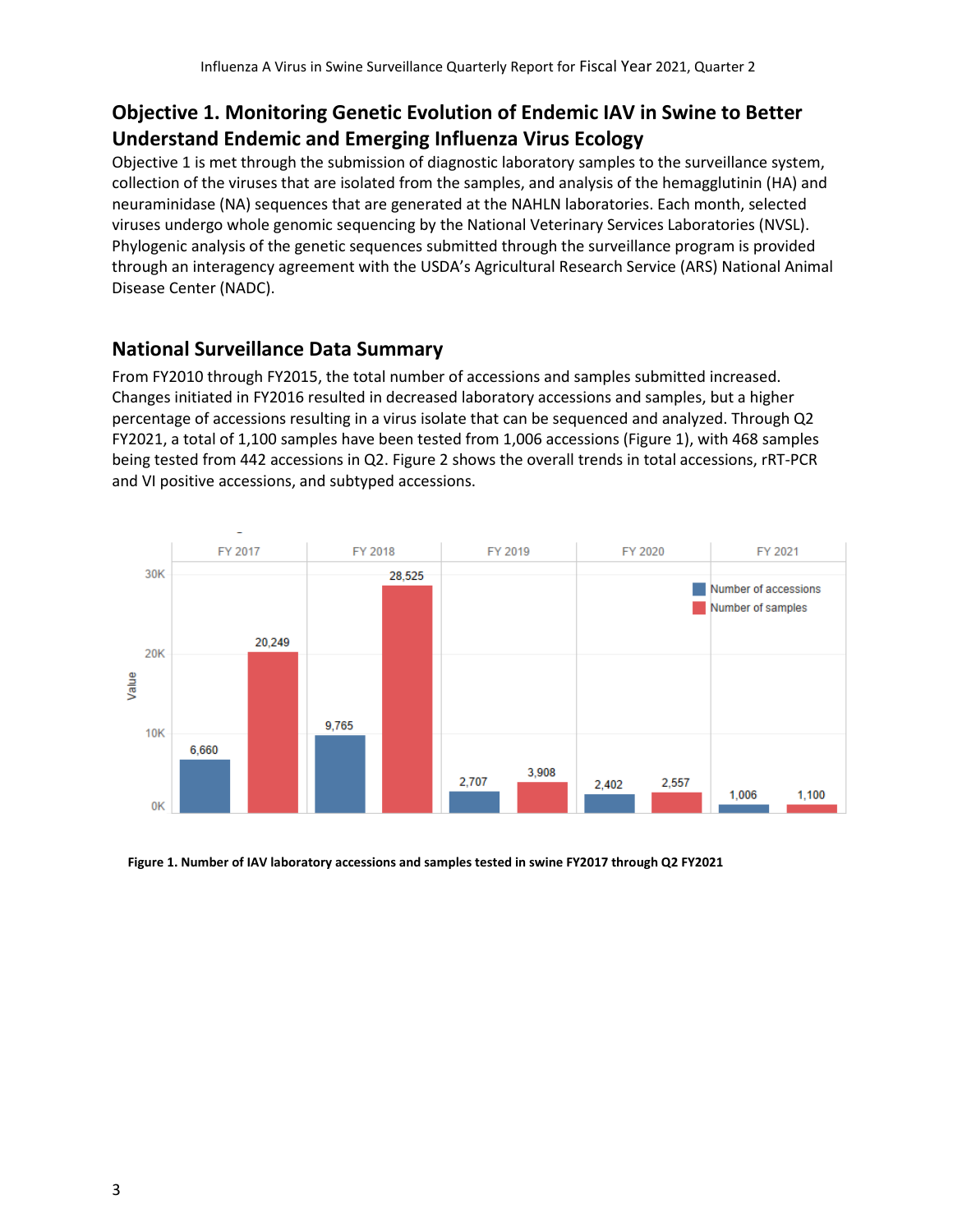## Objective 1. Monitoring Genetic Evolution of Endemic IAV in Swine to Better Understand Endemic and Emerging Influenza Virus Ecology

Objective 1 is met through the submission of diagnostic laboratory samples to the surveillance system, collection of the viruses that are isolated from the samples, and analysis of the hemagglutinin (HA) and neuraminidase (NA) sequences that are generated at the NAHLN laboratories. Each month, selected viruses undergo whole genomic sequencing by the National Veterinary Services Laboratories (NVSL). Phylogenic analysis of the genetic sequences submitted through the surveillance program is provided through an interagency agreement with the USDA's Agricultural Research Service (ARS) National Animal Disease Center (NADC).

## National Surveillance Data Summary

From FY2010 through FY2015, the total number of accessions and samples submitted increased. Changes initiated in FY2016 resulted in decreased laboratory accessions and samples, but a higher percentage of accessions resulting in a virus isolate that can be sequenced and analyzed. Through Q2 FY2021, a total of 1,100 samples have been tested from 1,006 accessions (Figure 1), with 468 samples being tested from 442 accessions in Q2. Figure 2 shows the overall trends in total accessions, rRT-PCR and VI positive accessions, and subtyped accessions.

| | FY 2017 | FY 2018 | FY 2019 | FY 2020 | FY 2021 |
|---|---|---|---|---|---|
| Number of accessions | 6,660 | 9,765 | 2,707 | 2,402 | 1,006 |
| Number of samples | 20,249 | 28,525 | 3,908 | 2,557 | 1,100 |

**Figure 1. Number of IAV laboratory accessions and samples tested in swine FY2017 through Q2 FY2021**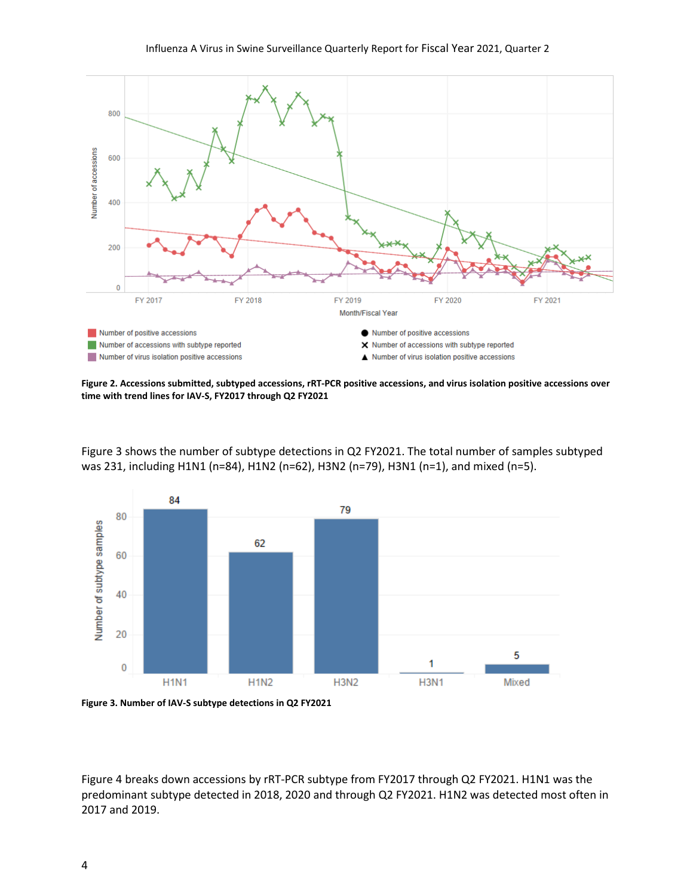**Figure 2. Accessions submitted, subtyped accessions, rRT-PCR positive accessions, and virus isolation positive accessions over time with trend lines for IAV-S, FY2017 through Q2 FY2021**

Figure 3 shows the number of subtype detections in Q2 FY2021. The total number of samples subtyped was 231, including H1N1 (n=84), H1N2 (n=62), H3N2 (n=79), H3N1 (n=1), and mixed (n=5).

**Figure 3. Number of IAV-S subtype detections in Q2 FY2021**

Figure 4 breaks down accessions by rRT-PCR subtype from FY2017 through Q2 FY2021. H1N1 was the predominant subtype detected in 2018, 2020 and through Q2 FY2021. H1N2 was detected most often in 2017 and 2019.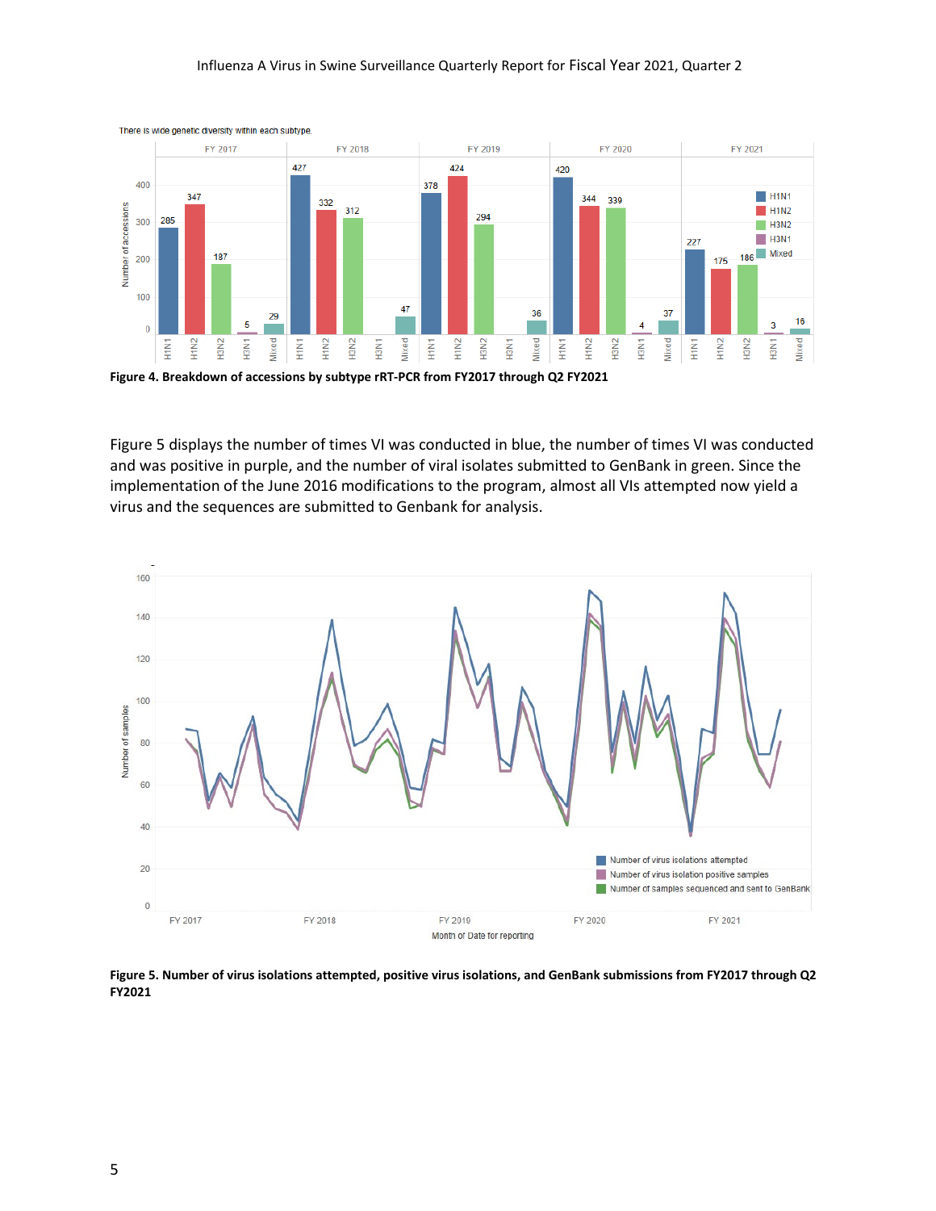Figure 4. Breakdown of accessions by subtype rRT-PCR from FY2017 through Q2 FY2021

Figure 5 displays the number of times VI was conducted in blue, the number of times VI was conducted and was positive in purple, and the number of viral isolates submitted to GenBank in green. Since the implementation of the June 2016 modifications to the program, almost all VIs attempted now yield a virus and the sequences are submitted to Genbank for analysis.

Figure 5. Number of virus isolations attempted, positive virus isolations, and GenBank submissions from FY2017 through Q2 FY2021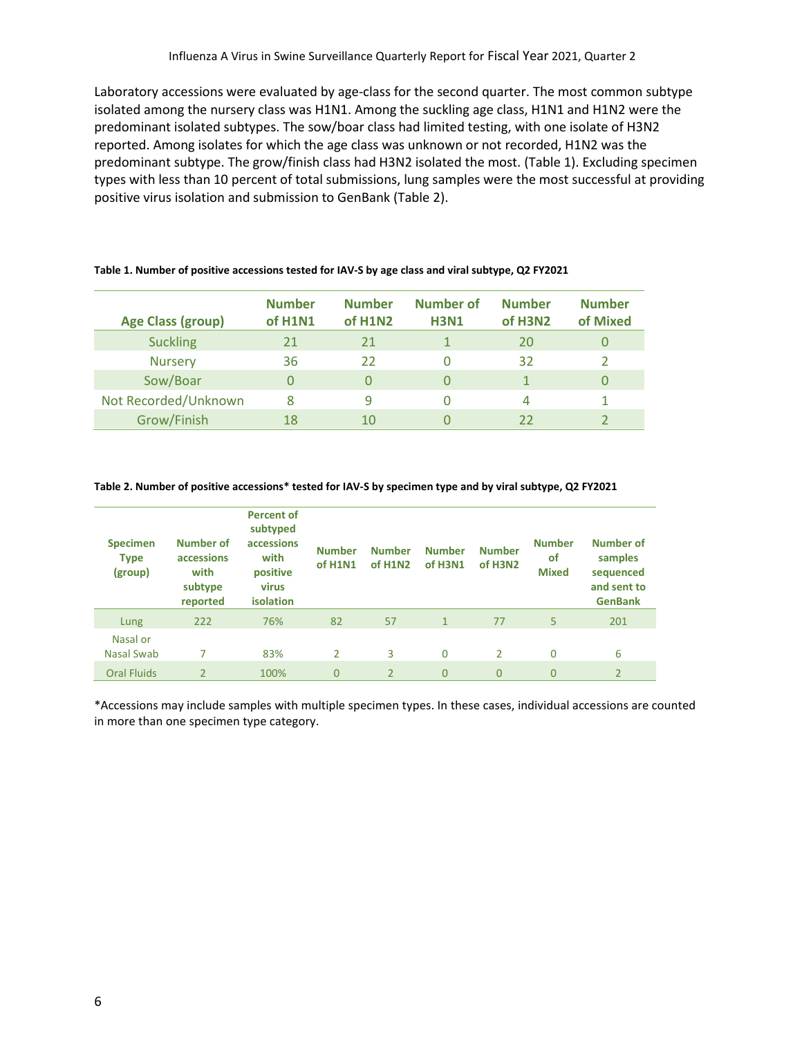Laboratory accessions were evaluated by age-class for the second quarter. The most common subtype isolated among the nursery class was H1N1. Among the suckling age class, H1N1 and H1N2 were the predominant isolated subtypes. The sow/boar class had limited testing, with one isolate of H3N2 reported. Among isolates for which the age class was unknown or not recorded, H1N2 was the predominant subtype. The grow/finish class had H3N2 isolated the most. (Table 1). Excluding specimen types with less than 10 percent of total submissions, lung samples were the most successful at providing positive virus isolation and submission to GenBank (Table 2).

**Table 1. Number of positive accessions tested for IAV-S by age class and viral subtype, Q2 FY2021**

| Age Class (group) | Number of H1N1 | Number of H1N2 | Number of H3N1 | Number of H3N2 | Number of Mixed |
|---|---|---|---|---|---|
| Suckling | 21 | 21 | 1 | 20 | 0 |
| Nursery | 36 | 22 | 0 | 32 | 2 |
| Sow/Boar | 0 | 0 | 0 | 1 | 0 |
| Not Recorded/Unknown | 8 | 9 | 0 | 4 | 1 |
| Grow/Finish | 18 | 10 | 0 | 22 | 2 |

**Table 2. Number of positive accessions* tested for IAV-S by specimen type and by viral subtype, Q2 FY2021**

| Specimen Type (group) | Number of accessions with subtype reported | Percent of subtyped accessions with positive virus isolation | Number of H1N1 | Number of H1N2 | Number of H3N1 | Number of H3N2 | Number of Mixed | Number of samples sequenced and sent to GenBank |
|---|---|---|---|---|---|---|---|---|
| Lung | 222 | 76% | 82 | 57 | 1 | 77 | 5 | 201 |
| Nasal or Nasal Swab | 7 | 83% | 2 | 3 | 0 | 2 | 0 | 6 |
| Oral Fluids | 2 | 100% | 0 | 2 | 0 | 0 | 0 | 2 |

*Accessions may include samples with multiple specimen types. In these cases, individual accessions are counted in more than one specimen type category.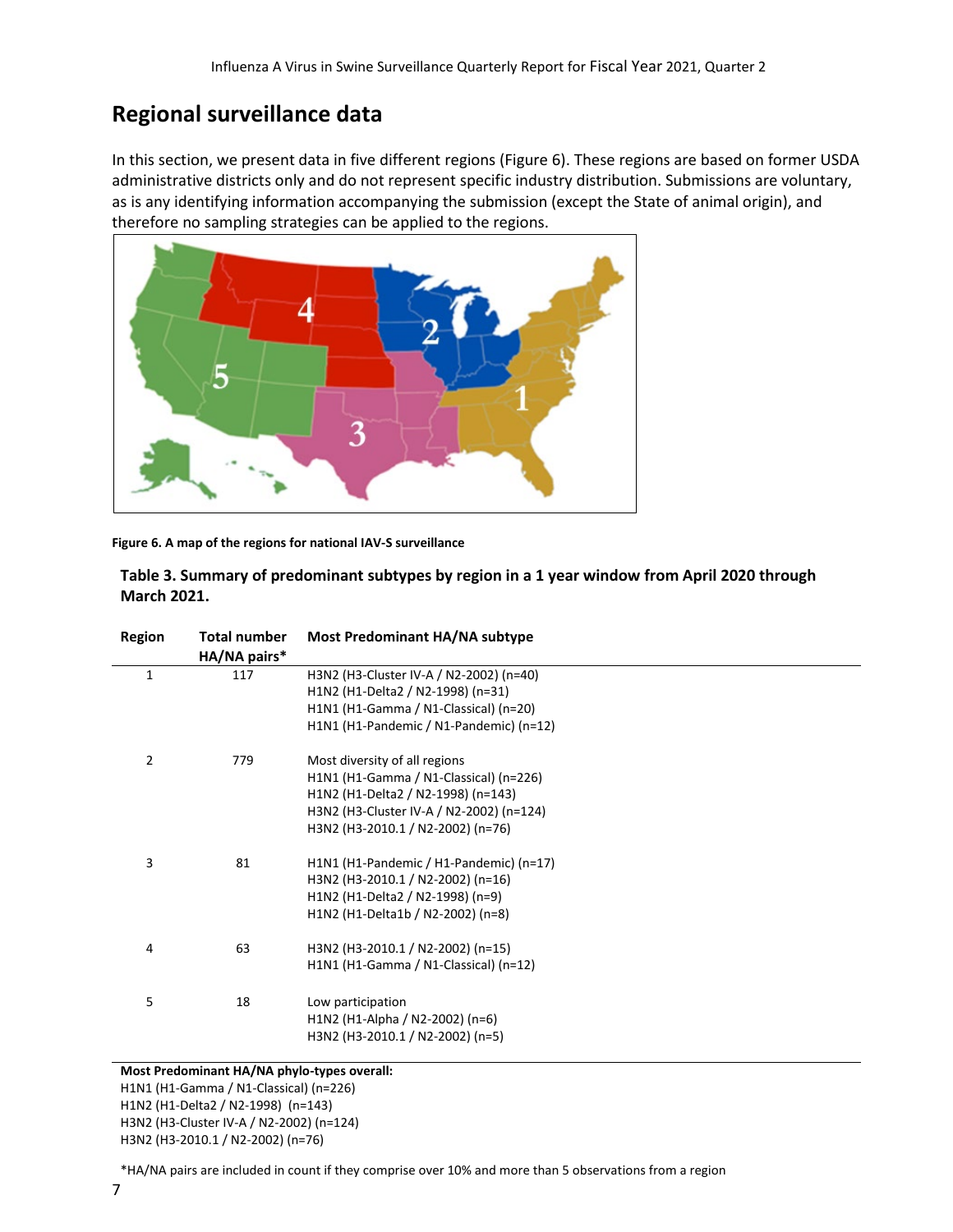## Regional surveillance data

In this section, we present data in five different regions (Figure 6). These regions are based on former USDA administrative districts only and do not represent specific industry distribution. Submissions are voluntary, as is any identifying information accompanying the submission (except the State of animal origin), and therefore no sampling strategies can be applied to the regions.

**Figure 6. A map of the regions for national IAV-S surveillance**

**Table 3. Summary of predominant subtypes by region in a 1 year window from April 2020 through March 2021.**

| Region | Total number HA/NA pairs* | Most Predominant HA/NA subtype |
|---|---|---|
| 1 | 117 | H3N2 (H3-Cluster IV-A / N2-2002) (n=40)<br>H1N2 (H1-Delta2 / N2-1998) (n=31)<br>H1N1 (H1-Gamma / N1-Classical) (n=20)<br>H1N1 (H1-Pandemic / N1-Pandemic) (n=12) |
| 2 | 779 | Most diversity of all regions<br>H1N1 (H1-Gamma / N1-Classical) (n=226)<br>H1N2 (H1-Delta2 / N2-1998) (n=143)<br>H3N2 (H3-Cluster IV-A / N2-2002) (n=124)<br>H3N2 (H3-2010.1 / N2-2002) (n=76) |
| 3 | 81 | H1N1 (H1-Pandemic / H1-Pandemic) (n=17)<br>H3N2 (H3-2010.1 / N2-2002) (n=16)<br>H1N2 (H1-Delta2 / N2-1998) (n=9)<br>H1N2 (H1-Delta1b / N2-2002) (n=8) |
| 4 | 63 | H3N2 (H3-2010.1 / N2-2002) (n=15)<br>H1N1 (H1-Gamma / N1-Classical) (n=12) |
| 5 | 18 | Low participation<br>H1N2 (H1-Alpha / N2-2002) (n=6)<br>H3N2 (H3-2010.1 / N2-2002) (n=5) |

**Most Predominant HA/NA phylo-types overall:**
H1N1 (H1-Gamma / N1-Classical) (n=226)
H1N2 (H1-Delta2 / N2-1998) (n=143)
H3N2 (H3-Cluster IV-A / N2-2002) (n=124)
H3N2 (H3-2010.1 / N2-2002) (n=76)

*HA/NA pairs are included in count if they comprise over 10% and more than 5 observations from a region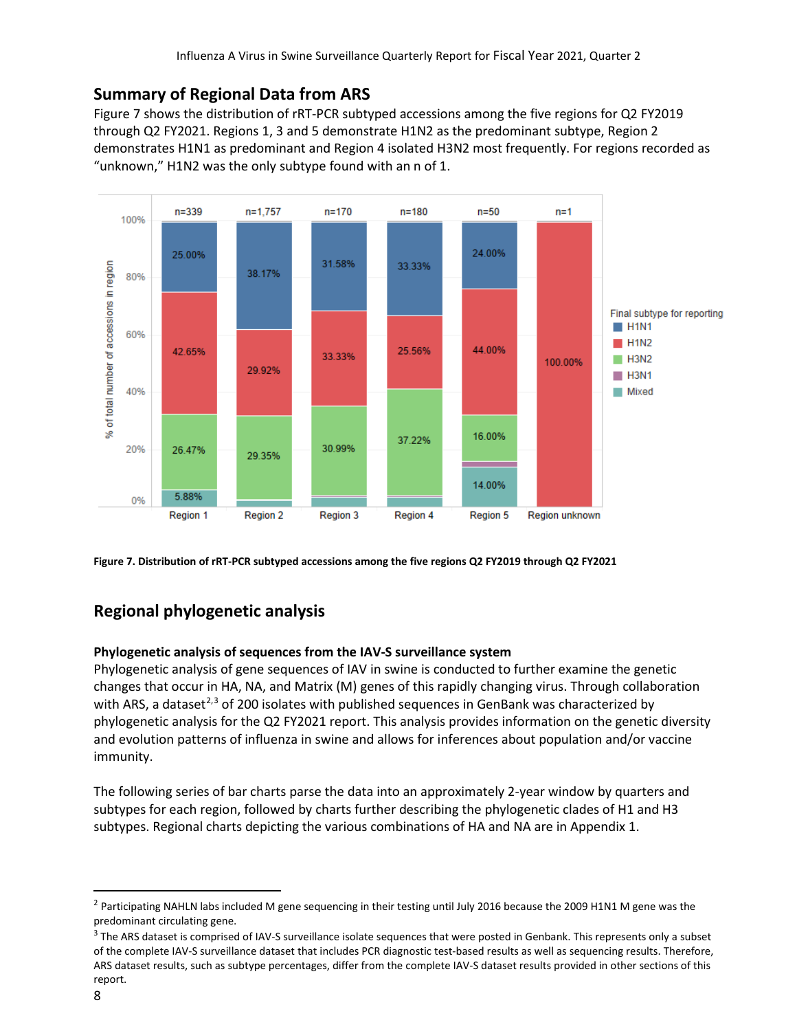## Summary of Regional Data from ARS

Figure 7 shows the distribution of rRT-PCR subtyped accessions among the five regions for Q2 FY2019 through Q2 FY2021. Regions 1, 3 and 5 demonstrate H1N2 as the predominant subtype, Region 2 demonstrates H1N1 as predominant and Region 4 isolated H3N2 most frequently. For regions recorded as "unknown," H1N2 was the only subtype found with an n of 1.

**Figure 7. Distribution of rRT-PCR subtyped accessions among the five regions Q2 FY2019 through Q2 FY2021**

## Regional phylogenetic analysis

### Phylogenetic analysis of sequences from the IAV-S surveillance system

Phylogenetic analysis of gene sequences of IAV in swine is conducted to further examine the genetic changes that occur in HA, NA, and Matrix (M) genes of this rapidly changing virus. Through collaboration with ARS, a dataset[2,3] of 200 isolates with published sequences in GenBank was characterized by phylogenetic analysis for the Q2 FY2021 report. This analysis provides information on the genetic diversity and evolution patterns of influenza in swine and allows for inferences about population and/or vaccine immunity.

The following series of bar charts parse the data into an approximately 2-year window by quarters and subtypes for each region, followed by charts further describing the phylogenetic clades of H1 and H3 subtypes. Regional charts depicting the various combinations of HA and NA are in Appendix 1.

---

[2] Participating NAHLN labs included M gene sequencing in their testing until July 2016 because the 2009 H1N1 M gene was the predominant circulating gene.

[3] The ARS dataset is comprised of IAV-S surveillance isolate sequences that were posted in Genbank. This represents only a subset of the complete IAV-S surveillance dataset that includes PCR diagnostic test-based results as well as sequencing results. Therefore, ARS dataset results, such as subtype percentages, differ from the complete IAV-S dataset results provided in other sections of this report.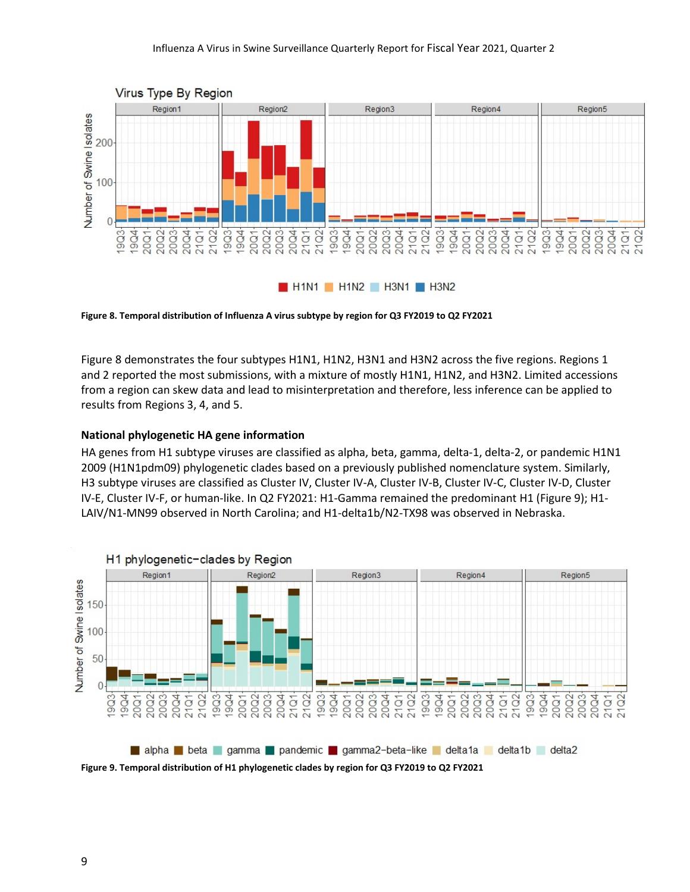Figure 8. Temporal distribution of Influenza A virus subtype by region for Q3 FY2019 to Q2 FY2021

Figure 8 demonstrates the four subtypes H1N1, H1N2, H3N1 and H3N2 across the five regions. Regions 1 and 2 reported the most submissions, with a mixture of mostly H1N1, H1N2, and H3N2. Limited accessions from a region can skew data and lead to misinterpretation and therefore, less inference can be applied to results from Regions 3, 4, and 5.

### National phylogenetic HA gene information

HA genes from H1 subtype viruses are classified as alpha, beta, gamma, delta-1, delta-2, or pandemic H1N1 2009 (H1N1pdm09) phylogenetic clades based on a previously published nomenclature system. Similarly, H3 subtype viruses are classified as Cluster IV, Cluster IV-A, Cluster IV-B, Cluster IV-C, Cluster IV-D, Cluster IV-E, Cluster IV-F, or human-like. In Q2 FY2021: H1-Gamma remained the predominant H1 (Figure 9); H1-LAIV/N1-MN99 observed in North Carolina; and H1-delta1b/N2-TX98 was observed in Nebraska.

Figure 9. Temporal distribution of H1 phylogenetic clades by region for Q3 FY2019 to Q2 FY2021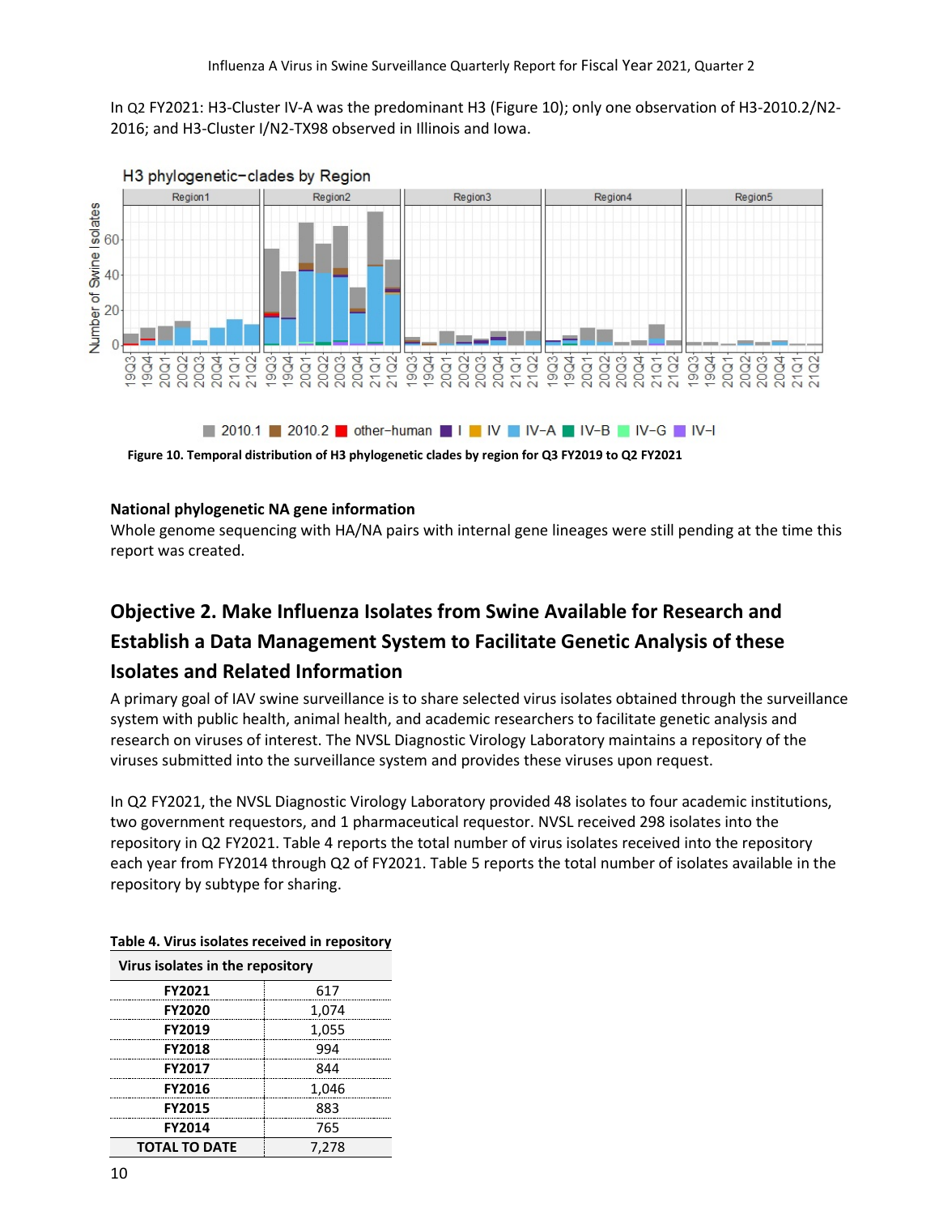In Q2 FY2021: H3-Cluster IV-A was the predominant H3 (Figure 10); only one observation of H3-2010.2/N2-2016; and H3-Cluster I/N2-TX98 observed in Illinois and Iowa.

Figure 10. Temporal distribution of H3 phylogenetic clades by region for Q3 FY2019 to Q2 FY2021

**National phylogenetic NA gene information**

Whole genome sequencing with HA/NA pairs with internal gene lineages were still pending at the time this report was created.

## Objective 2. Make Influenza Isolates from Swine Available for Research and Establish a Data Management System to Facilitate Genetic Analysis of these Isolates and Related Information

A primary goal of IAV swine surveillance is to share selected virus isolates obtained through the surveillance system with public health, animal health, and academic researchers to facilitate genetic analysis and research on viruses of interest. The NVSL Diagnostic Virology Laboratory maintains a repository of the viruses submitted into the surveillance system and provides these viruses upon request.

In Q2 FY2021, the NVSL Diagnostic Virology Laboratory provided 48 isolates to four academic institutions, two government requestors, and 1 pharmaceutical requestor. NVSL received 298 isolates into the repository in Q2 FY2021. Table 4 reports the total number of virus isolates received into the repository each year from FY2014 through Q2 of FY2021. Table 5 reports the total number of isolates available in the repository by subtype for sharing.

**Table 4. Virus isolates received in repository**

| Virus isolates in the repository | |
|---|---|
| **FY2021** | 617 |
| **FY2020** | 1,074 |
| **FY2019** | 1,055 |
| **FY2018** | 994 |
| **FY2017** | 844 |
| **FY2016** | 1,046 |
| **FY2015** | 883 |
| **FY2014** | 765 |
| **TOTAL TO DATE** | 7,278 |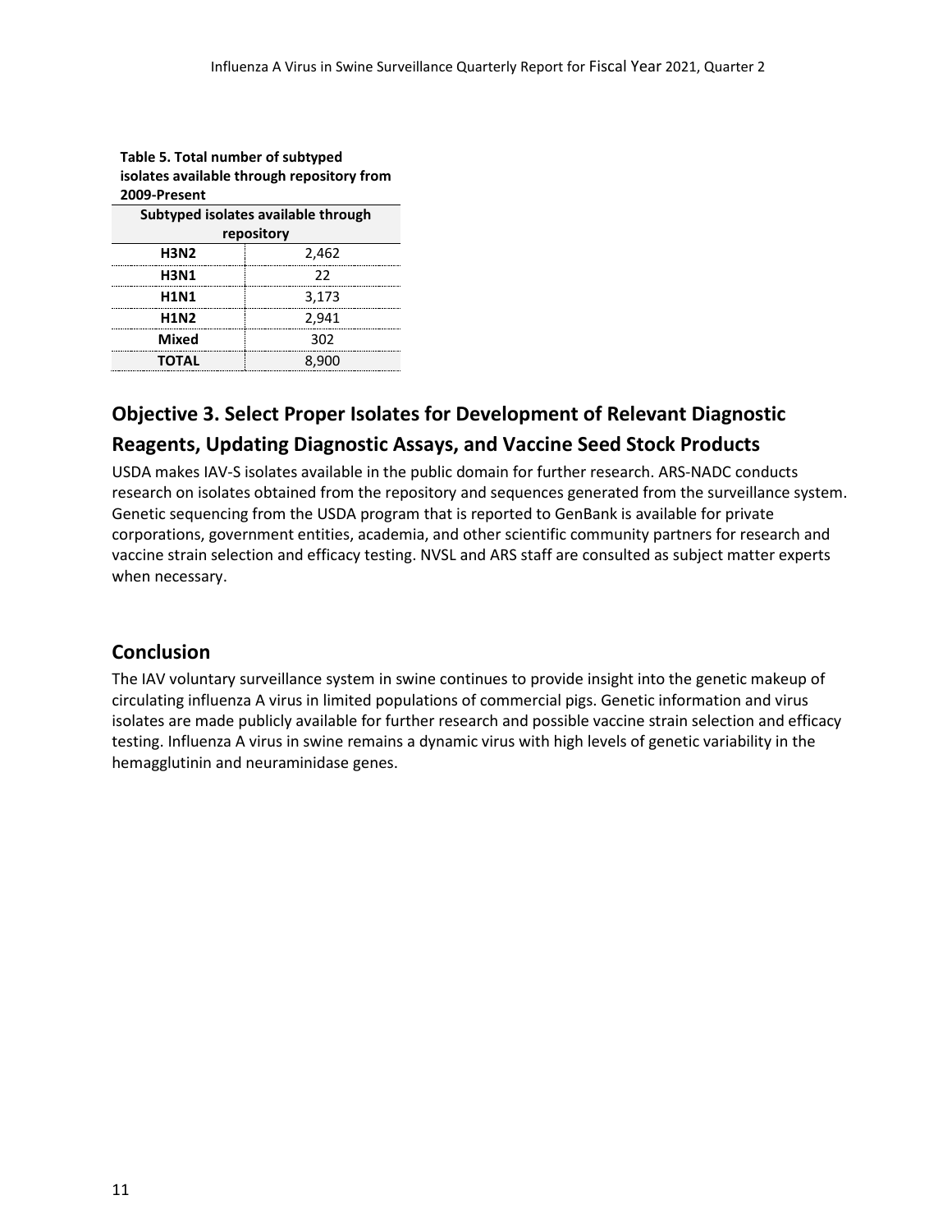**Table 5. Total number of subtyped isolates available through repository from 2009-Present**

| Subtyped isolates available through repository | |
|---|---|
| **H3N2** | 2,462 |
| **H3N1** | 22 |
| **H1N1** | 3,173 |
| **H1N2** | 2,941 |
| **Mixed** | 302 |
| **TOTAL** | 8,900 |

## Objective 3. Select Proper Isolates for Development of Relevant Diagnostic Reagents, Updating Diagnostic Assays, and Vaccine Seed Stock Products

USDA makes IAV-S isolates available in the public domain for further research. ARS-NADC conducts research on isolates obtained from the repository and sequences generated from the surveillance system. Genetic sequencing from the USDA program that is reported to GenBank is available for private corporations, government entities, academia, and other scientific community partners for research and vaccine strain selection and efficacy testing. NVSL and ARS staff are consulted as subject matter experts when necessary.

## Conclusion

The IAV voluntary surveillance system in swine continues to provide insight into the genetic makeup of circulating influenza A virus in limited populations of commercial pigs. Genetic information and virus isolates are made publicly available for further research and possible vaccine strain selection and efficacy testing. Influenza A virus in swine remains a dynamic virus with high levels of genetic variability in the hemagglutinin and neuraminidase genes.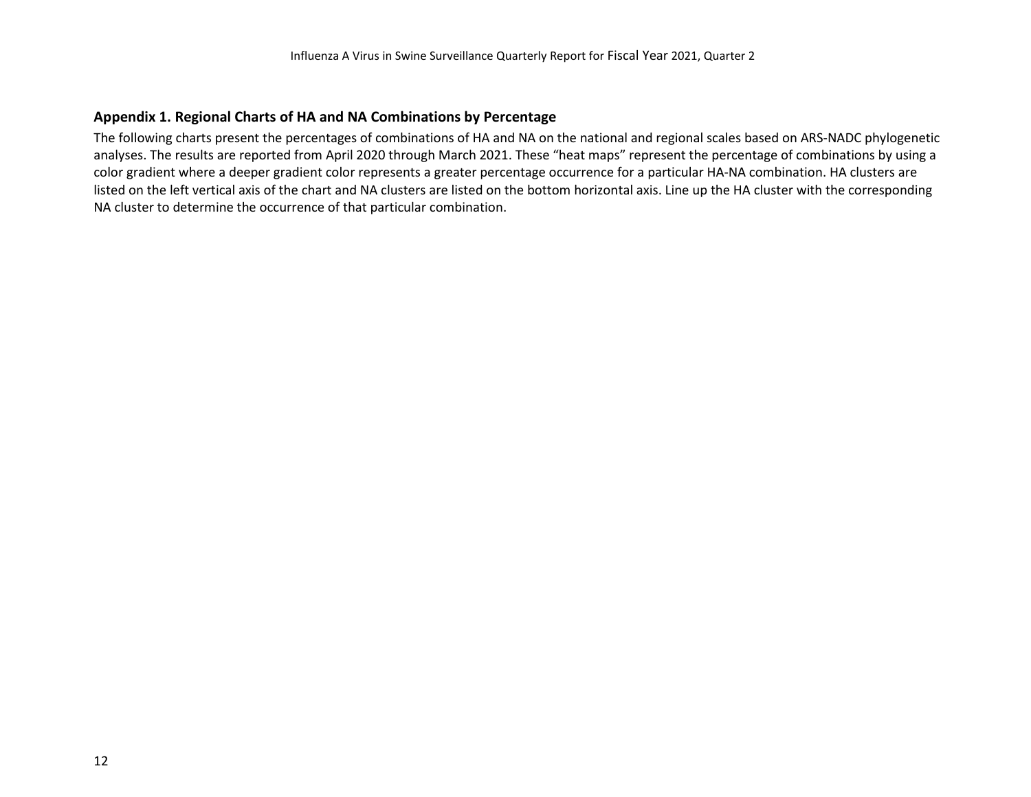## Appendix 1. Regional Charts of HA and NA Combinations by Percentage

The following charts present the percentages of combinations of HA and NA on the national and regional scales based on ARS-NADC phylogenetic analyses. The results are reported from April 2020 through March 2021. These "heat maps" represent the percentage of combinations by using a color gradient where a deeper gradient color represents a greater percentage occurrence for a particular HA-NA combination. HA clusters are listed on the left vertical axis of the chart and NA clusters are listed on the bottom horizontal axis. Line up the HA cluster with the corresponding NA cluster to determine the occurrence of that particular combination.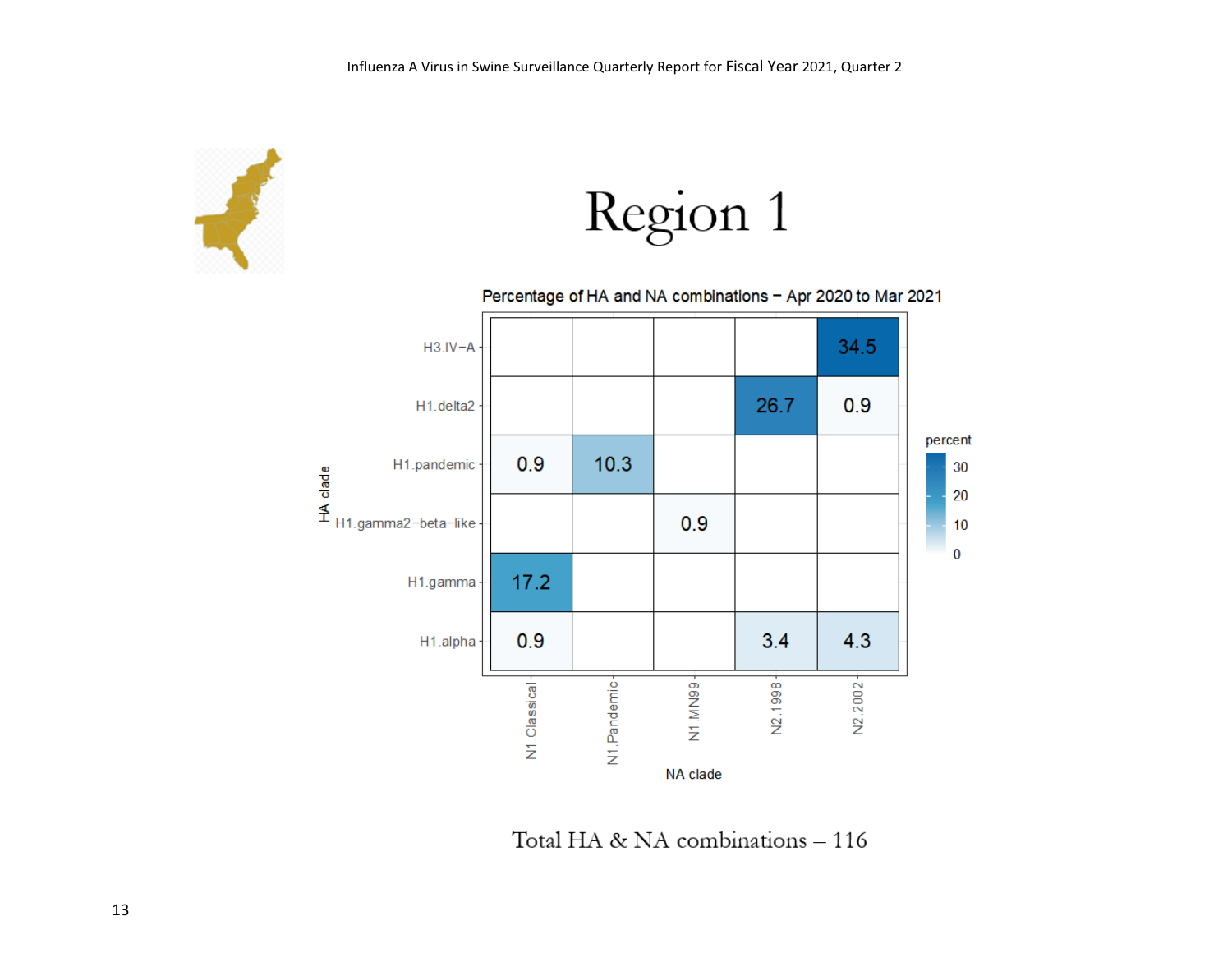# Region 1

**Percentage of HA and NA combinations – Apr 2020 to Mar 2021**

| HA clade | N1.Classical | N1.Pandemic | N1.MN99 | N2.1998 | N2.2002 |
|---|---|---|---|---|---|
| H3.IV−A | | | | | 34.5 |
| H1.delta2 | | | | 26.7 | 0.9 |
| H1.pandemic | 0.9 | 10.3 | | | |
| H1.gamma2−beta−like | | | 0.9 | | |
| H1.gamma | 17.2 | | | | |
| H1.alpha | 0.9 | | | 3.4 | 4.3 |

Total HA & NA combinations – 116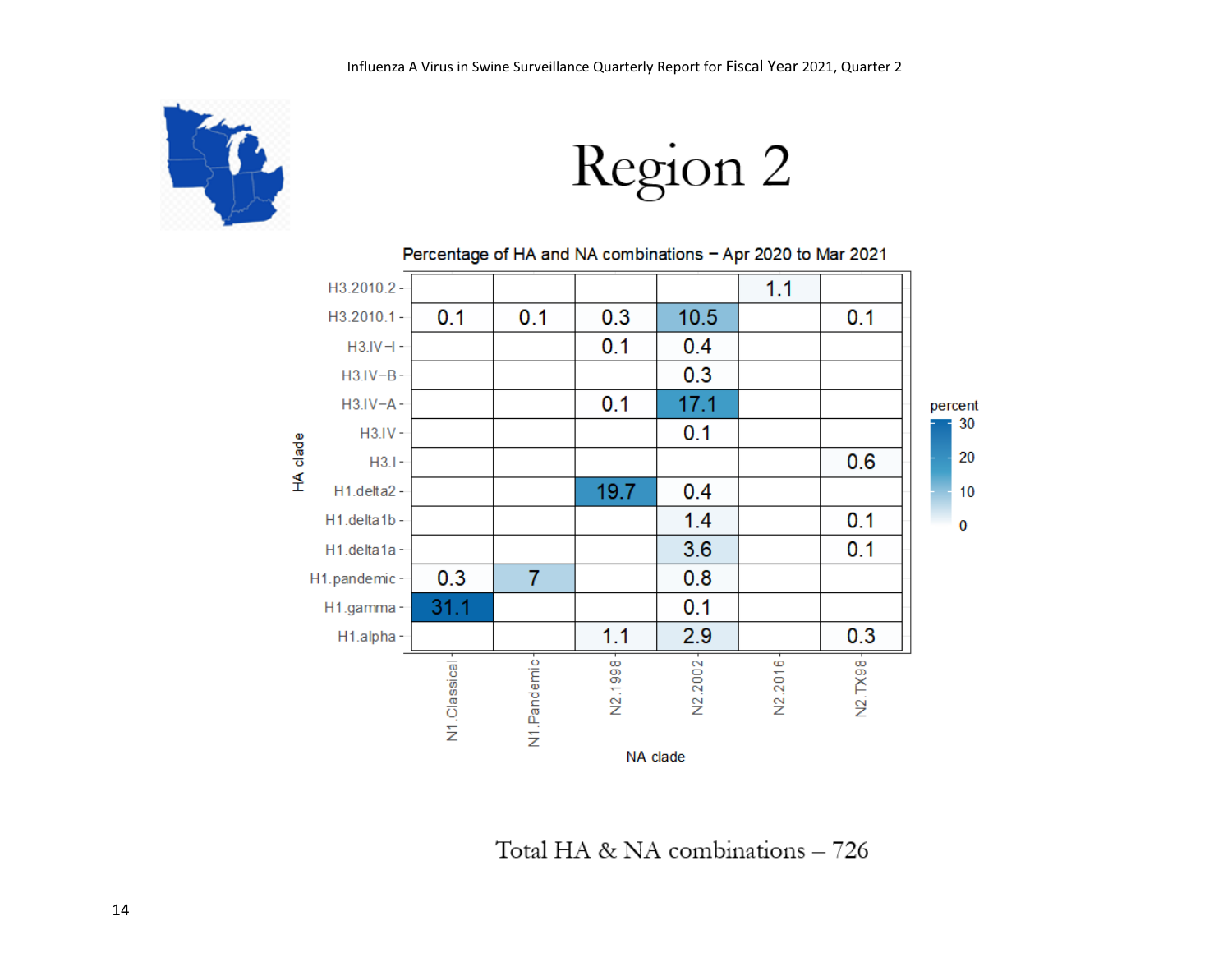# Region 2

**Percentage of HA and NA combinations – Apr 2020 to Mar 2021**

| HA clade | N1.Classical | N1.Pandemic | N2.1998 | N2.2002 | N2.2016 | N2.TX98 |
|---|---|---|---|---|---|---|
| H3.2010.2 | | | | | 1.1 | |
| H3.2010.1 | 0.1 | 0.1 | 0.3 | 10.5 | | 0.1 |
| H3.IV-I | | | 0.1 | 0.4 | | |
| H3.IV-B | | | | 0.3 | | |
| H3.IV-A | | | 0.1 | 17.1 | | |
| H3.IV | | | | 0.1 | | |
| H3.I | | | | | | 0.6 |
| H1.delta2 | | | 19.7 | 0.4 | | |
| H1.delta1b | | | | 1.4 | | 0.1 |
| H1.delta1a | | | | 3.6 | | 0.1 |
| H1.pandemic | 0.3 | 7 | | 0.8 | | |
| H1.gamma | 31.1 | | | 0.1 | | |
| H1.alpha | | | 1.1 | 2.9 | | 0.3 |

Total HA & NA combinations – 726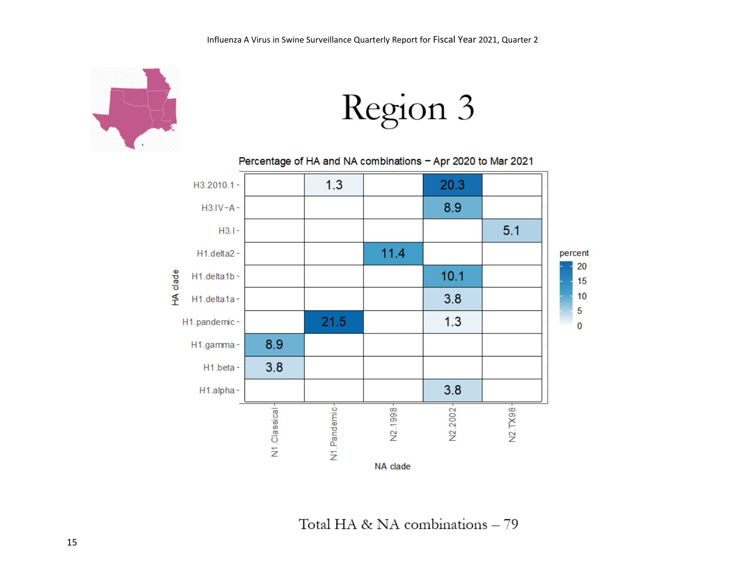# Region 3

**Percentage of HA and NA combinations − Apr 2020 to Mar 2021**

| HA clade | N1.Classical | N1.Pandemic | N2.1998 | N2.2002 | N2.TX98 |
|---|---|---|---|---|---|
| H3.2010.1 | | 1.3 | | 20.3 | |
| H3.IV−A | | | | 8.9 | |
| H3.I | | | | | 5.1 |
| H1.delta2 | | | 11.4 | | |
| H1.delta1b | | | | 10.1 | |
| H1.delta1a | | | | 3.8 | |
| H1.pandemic | | 21.5 | | 1.3 | |
| H1.gamma | 8.9 | | | | |
| H1.beta | 3.8 | | | | |
| H1.alpha | | | | 3.8 | |

Total HA & NA combinations – 79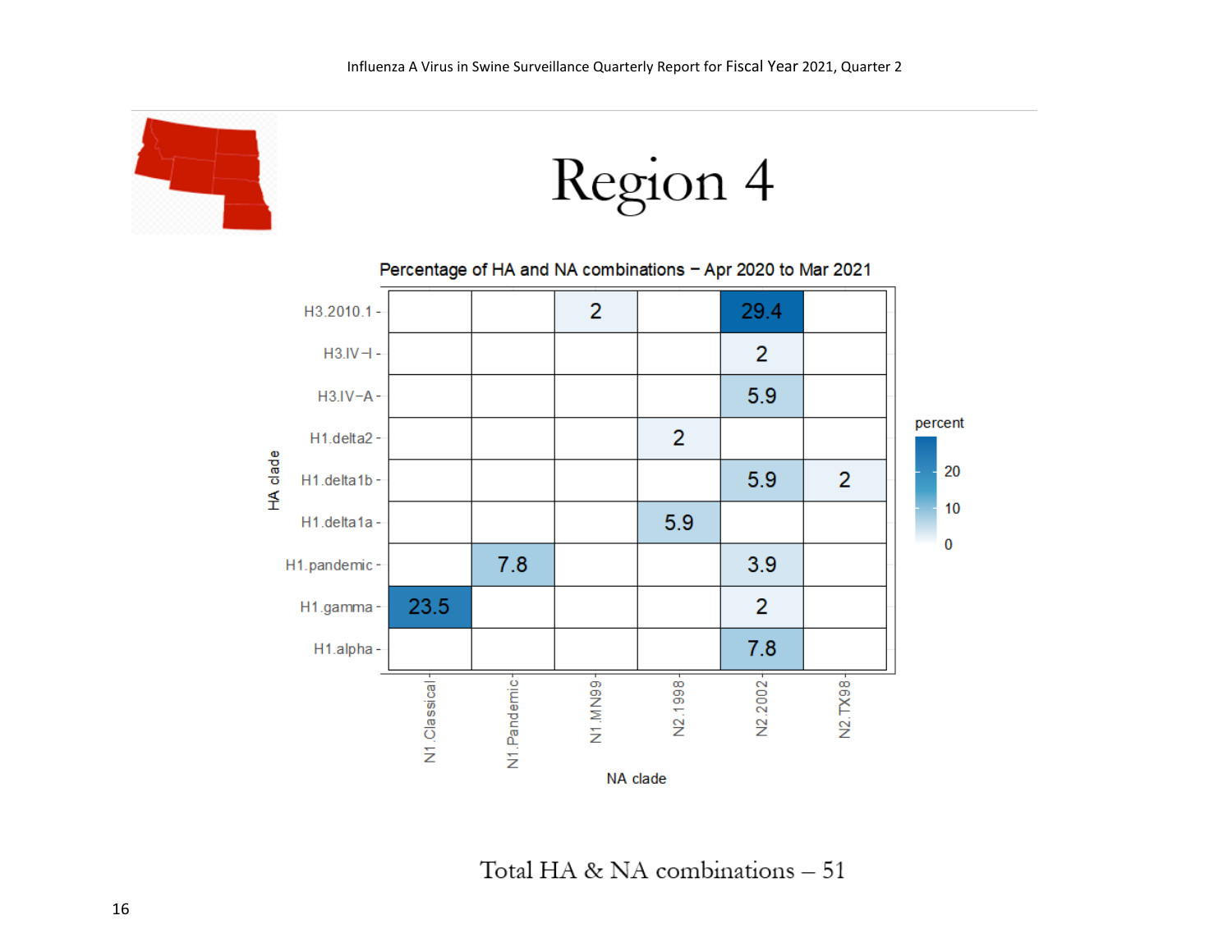# Region 4

Percentage of HA and NA combinations – Apr 2020 to Mar 2021

| HA clade | N1.Classical | N1.Pandemic | N1.MN99 | N2.1998 | N2.2002 | N2.TX98 |
|---|---|---|---|---|---|---|
| H3.2010.1 | | | 2 | | 29.4 | |
| H3.IV-I | | | | | 2 | |
| H3.IV-A | | | | | 5.9 | |
| H1.delta2 | | | | 2 | | |
| H1.delta1b | | | | | 5.9 | 2 |
| H1.delta1a | | | | 5.9 | | |
| H1.pandemic | | 7.8 | | | 3.9 | |
| H1.gamma | 23.5 | | | | 2 | |
| H1.alpha | | | | | 7.8 | |

NA clade

Total HA & NA combinations – 51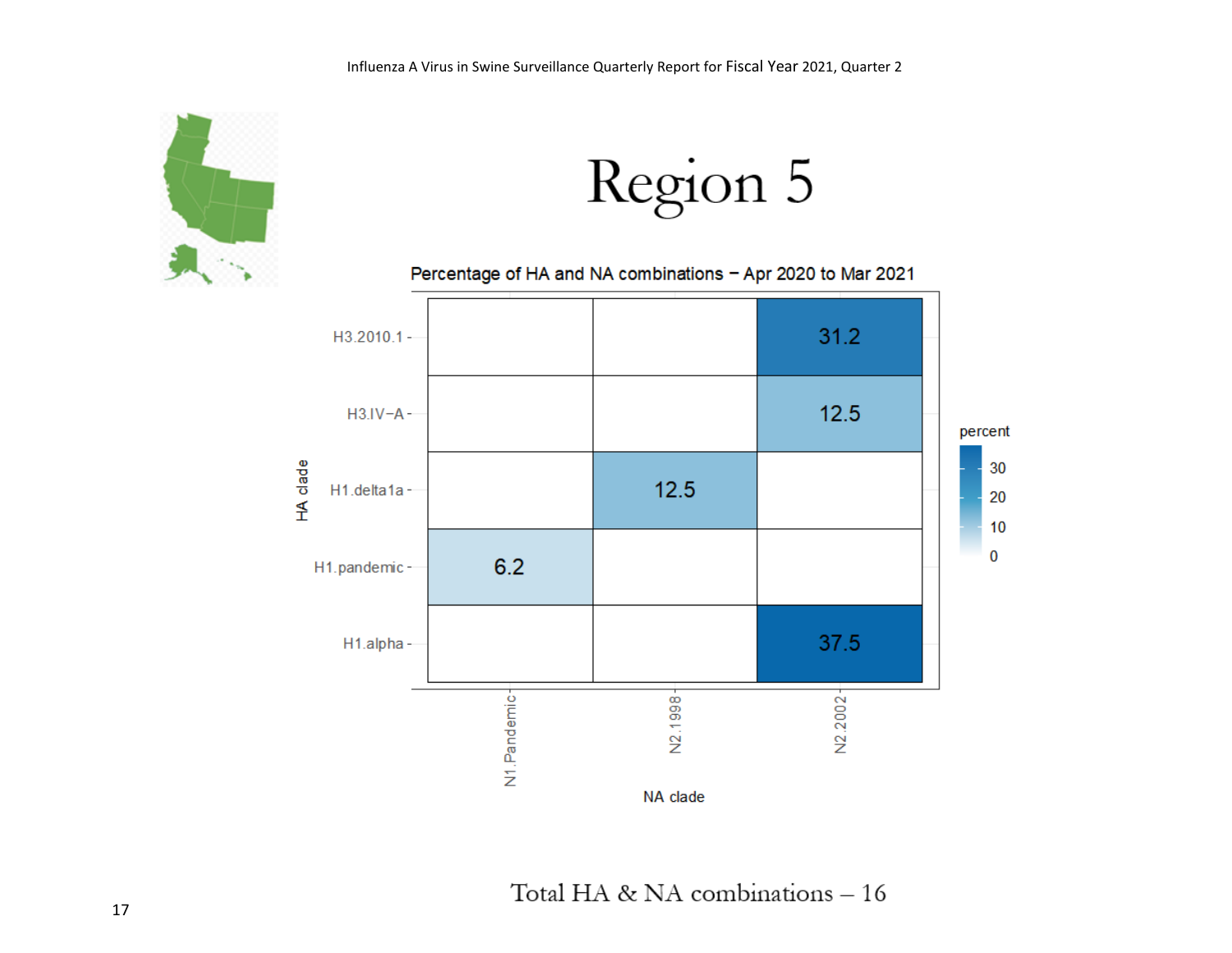# Region 5

Percentage of HA and NA combinations – Apr 2020 to Mar 2021

HA clade

H3.2010.1

H3.IV−A

H1.delta1a

H1.pandemic

H1.alpha

31.2

12.5

12.5

6.2

37.5

NA clade

N1.Pandemic

N2.1998

N2.2002

percent

30

20

10

0

Total HA & NA combinations – 16